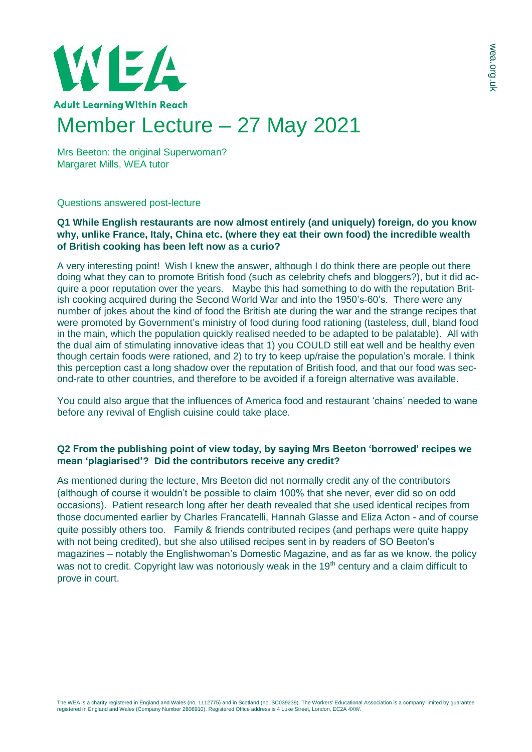WEA

Adult Learning Within Reach

# Member Lecture – 27 May 2021

Mrs Beeton: the original Superwoman?
Margaret Mills, WEA tutor

## Questions answered post-lecture

**Q1 While English restaurants are now almost entirely (and uniquely) foreign, do you know why, unlike France, Italy, China etc. (where they eat their own food) the incredible wealth of British cooking has been left now as a curio?**

A very interesting point! Wish I knew the answer, although I do think there are people out there doing what they can to promote British food (such as celebrity chefs and bloggers?), but it did acquire a poor reputation over the years. Maybe this had something to do with the reputation British cooking acquired during the Second World War and into the 1950's-60's. There were any number of jokes about the kind of food the British ate during the war and the strange recipes that were promoted by Government's ministry of food during food rationing (tasteless, dull, bland food in the main, which the population quickly realised needed to be adapted to be palatable). All with the dual aim of stimulating innovative ideas that 1) you COULD still eat well and be healthy even though certain foods were rationed, and 2) to try to keep up/raise the population's morale. I think this perception cast a long shadow over the reputation of British food, and that our food was second-rate to other countries, and therefore to be avoided if a foreign alternative was available.

You could also argue that the influences of America food and restaurant 'chains' needed to wane before any revival of English cuisine could take place.

**Q2 From the publishing point of view today, by saying Mrs Beeton 'borrowed' recipes we mean 'plagiarised'? Did the contributors receive any credit?**

As mentioned during the lecture, Mrs Beeton did not normally credit any of the contributors (although of course it wouldn't be possible to claim 100% that she never, ever did so on odd occasions). Patient research long after her death revealed that she used identical recipes from those documented earlier by Charles Francatelli, Hannah Glasse and Eliza Acton - and of course quite possibly others too. Family & friends contributed recipes (and perhaps were quite happy with not being credited), but she also utilised recipes sent in by readers of SO Beeton's magazines – notably the Englishwoman's Domestic Magazine, and as far as we know, the policy was not to credit. Copyright law was notoriously weak in the 19th century and a claim difficult to prove in court.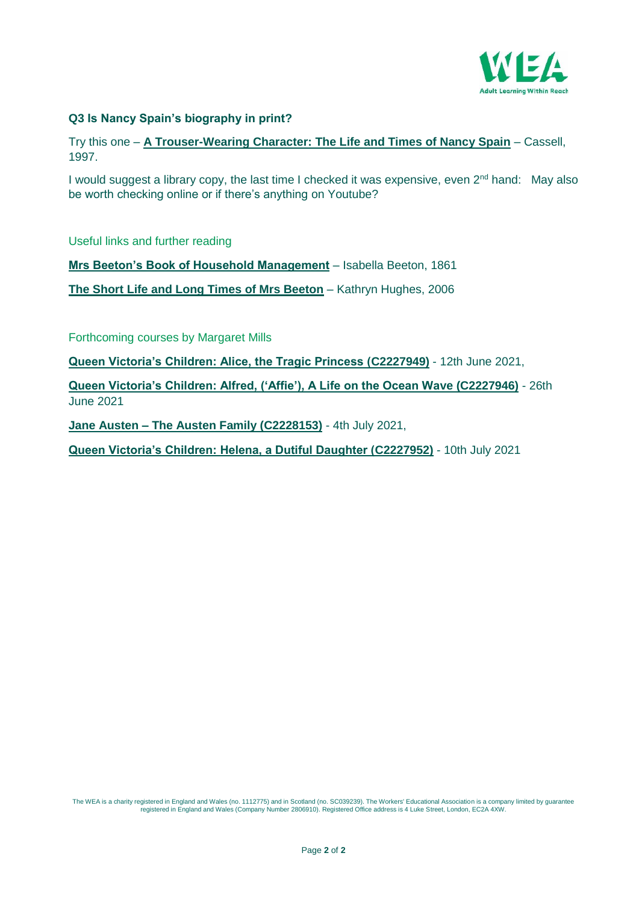### Q3 Is Nancy Spain's biography in print?

Try this one – **A Trouser-Wearing Character: The Life and Times of Nancy Spain** – Cassell, 1997.

I would suggest a library copy, the last time I checked it was expensive, even 2nd hand: May also be worth checking online or if there's anything on Youtube?

Useful links and further reading

**Mrs Beeton's Book of Household Management** – Isabella Beeton, 1861

**The Short Life and Long Times of Mrs Beeton** – Kathryn Hughes, 2006

Forthcoming courses by Margaret Mills

**Queen Victoria's Children: Alice, the Tragic Princess (C2227949)** - 12th June 2021,

**Queen Victoria's Children: Alfred, ('Affie'), A Life on the Ocean Wave (C2227946)** - 26th June 2021

**Jane Austen – The Austen Family (C2228153)** - 4th July 2021,

**Queen Victoria's Children: Helena, a Dutiful Daughter (C2227952)** - 10th July 2021